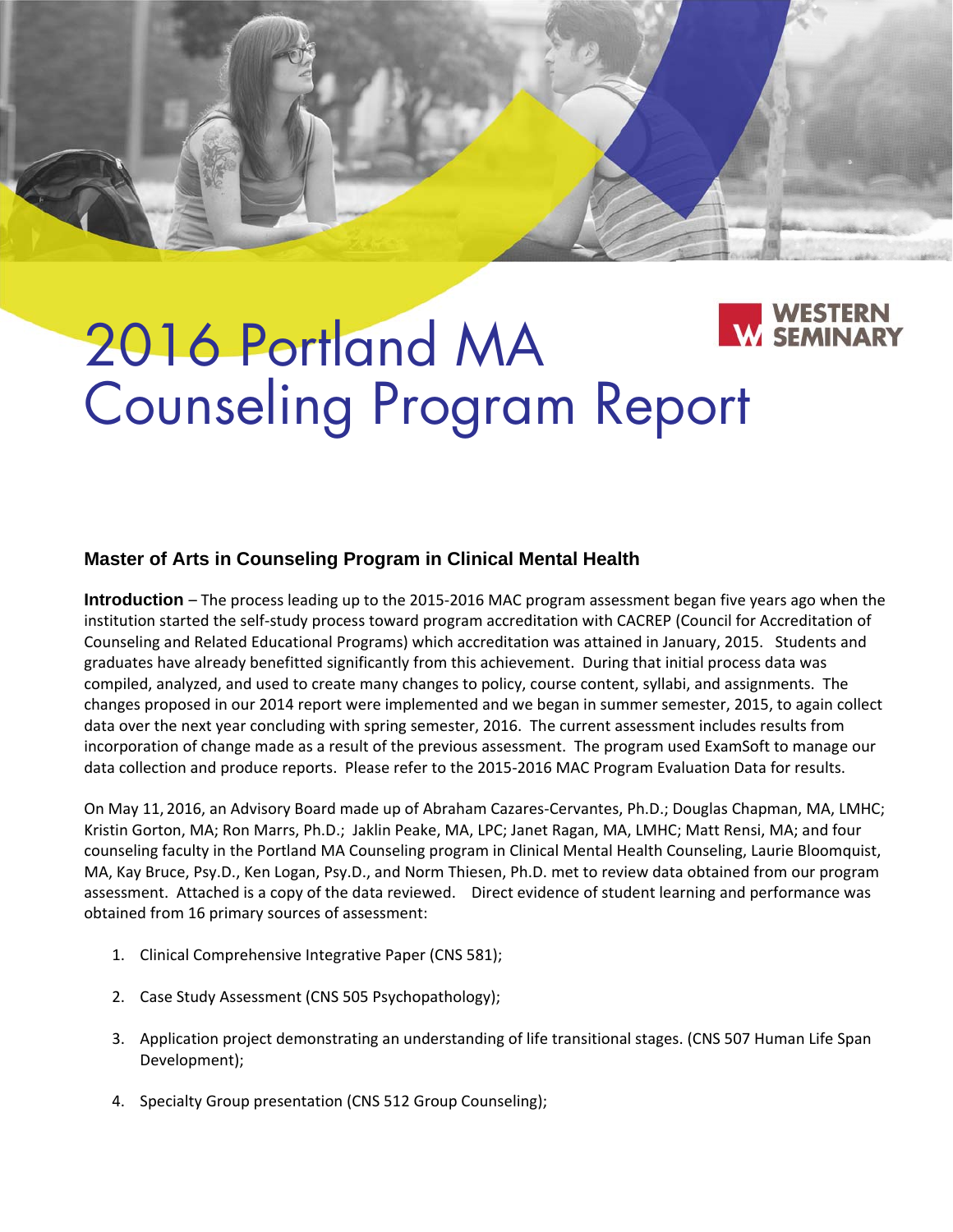# 2016 Portland MA Counseling Program Report

WESTERN SEMINARY

## Master of Arts in Counseling Program in Clinical Mental Health

**Introduction** – The process leading up to the 2015-2016 MAC program assessment began five years ago when the institution started the self-study process toward program accreditation with CACREP (Council for Accreditation of Counseling and Related Educational Programs) which accreditation was attained in January, 2015. Students and graduates have already benefitted significantly from this achievement. During that initial process data was compiled, analyzed, and used to create many changes to policy, course content, syllabi, and assignments. The changes proposed in our 2014 report were implemented and we began in summer semester, 2015, to again collect data over the next year concluding with spring semester, 2016. The current assessment includes results from incorporation of change made as a result of the previous assessment. The program used ExamSoft to manage our data collection and produce reports. Please refer to the 2015-2016 MAC Program Evaluation Data for results.

On May 11, 2016, an Advisory Board made up of Abraham Cazares-Cervantes, Ph.D.; Douglas Chapman, MA, LMHC; Kristin Gorton, MA; Ron Marrs, Ph.D.; Jaklin Peake, MA, LPC; Janet Ragan, MA, LMHC; Matt Rensi, MA; and four counseling faculty in the Portland MA Counseling program in Clinical Mental Health Counseling, Laurie Bloomquist, MA, Kay Bruce, Psy.D., Ken Logan, Psy.D., and Norm Thiesen, Ph.D. met to review data obtained from our program assessment. Attached is a copy of the data reviewed. Direct evidence of student learning and performance was obtained from 16 primary sources of assessment:

1. Clinical Comprehensive Integrative Paper (CNS 581);
2. Case Study Assessment (CNS 505 Psychopathology);
3. Application project demonstrating an understanding of life transitional stages. (CNS 507 Human Life Span Development);
4. Specialty Group presentation (CNS 512 Group Counseling);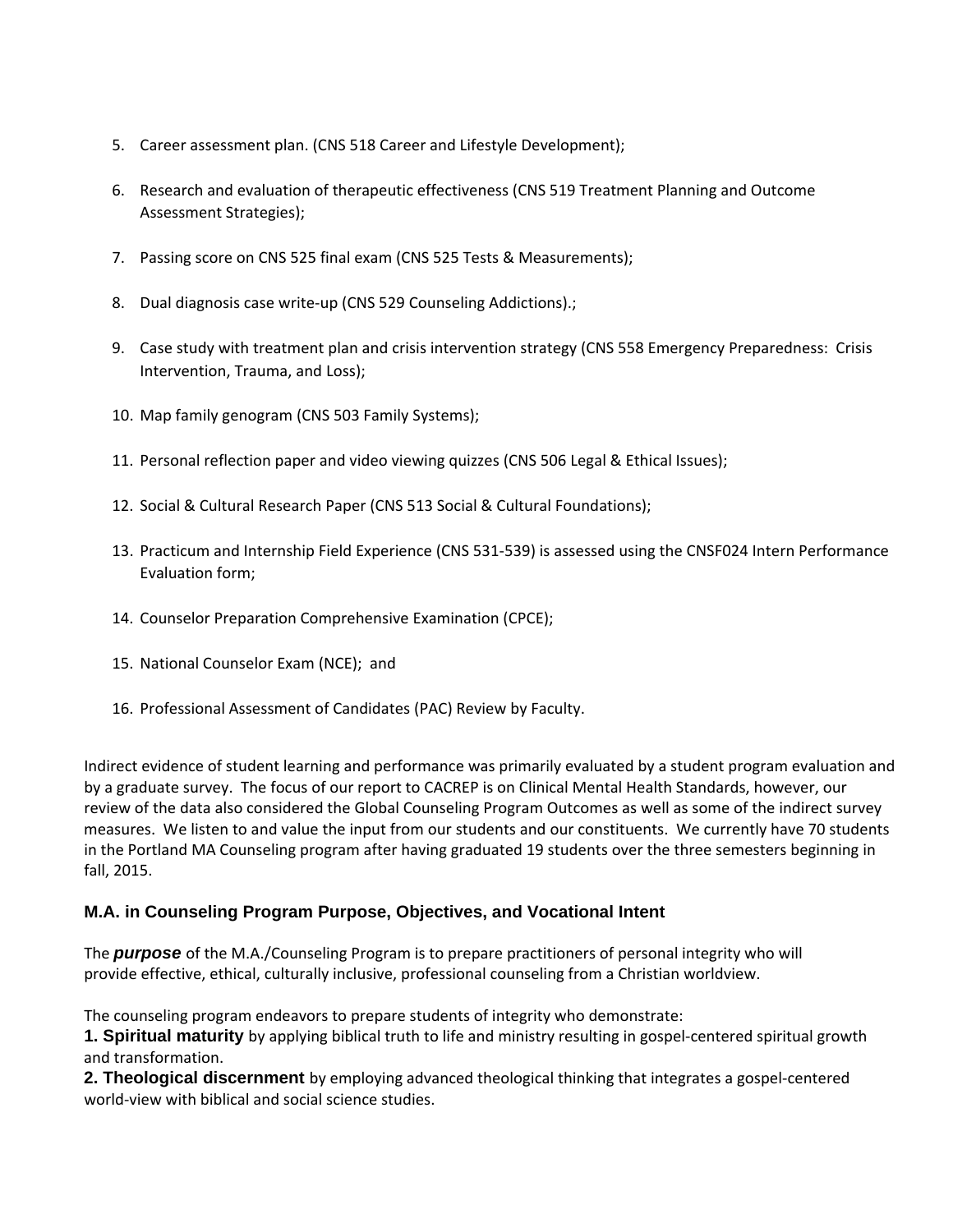5. Career assessment plan. (CNS 518 Career and Lifestyle Development);

6. Research and evaluation of therapeutic effectiveness (CNS 519 Treatment Planning and Outcome Assessment Strategies);

7. Passing score on CNS 525 final exam (CNS 525 Tests & Measurements);

8. Dual diagnosis case write-up (CNS 529 Counseling Addictions).;

9. Case study with treatment plan and crisis intervention strategy (CNS 558 Emergency Preparedness: Crisis Intervention, Trauma, and Loss);

10. Map family genogram (CNS 503 Family Systems);

11. Personal reflection paper and video viewing quizzes (CNS 506 Legal & Ethical Issues);

12. Social & Cultural Research Paper (CNS 513 Social & Cultural Foundations);

13. Practicum and Internship Field Experience (CNS 531-539) is assessed using the CNSF024 Intern Performance Evaluation form;

14. Counselor Preparation Comprehensive Examination (CPCE);

15. National Counselor Exam (NCE); and

16. Professional Assessment of Candidates (PAC) Review by Faculty.

Indirect evidence of student learning and performance was primarily evaluated by a student program evaluation and by a graduate survey. The focus of our report to CACREP is on Clinical Mental Health Standards, however, our review of the data also considered the Global Counseling Program Outcomes as well as some of the indirect survey measures. We listen to and value the input from our students and our constituents. We currently have 70 students in the Portland MA Counseling program after having graduated 19 students over the three semesters beginning in fall, 2015.

### M.A. in Counseling Program Purpose, Objectives, and Vocational Intent

The ***purpose*** of the M.A./Counseling Program is to prepare practitioners of personal integrity who will provide effective, ethical, culturally inclusive, professional counseling from a Christian worldview.

The counseling program endeavors to prepare students of integrity who demonstrate:

**1. Spiritual maturity** by applying biblical truth to life and ministry resulting in gospel-centered spiritual growth and transformation.

**2. Theological discernment** by employing advanced theological thinking that integrates a gospel-centered world-view with biblical and social science studies.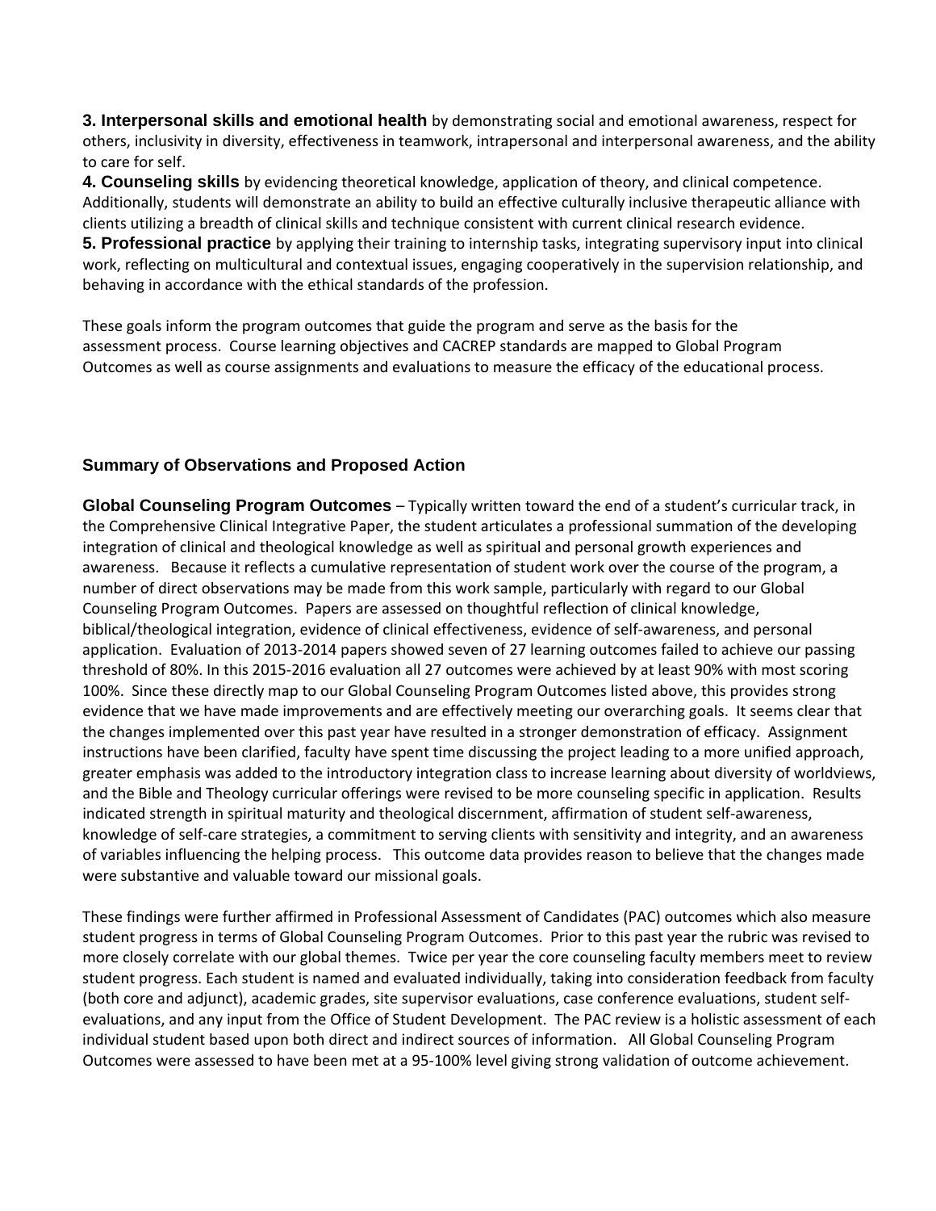**3. Interpersonal skills and emotional health** by demonstrating social and emotional awareness, respect for others, inclusivity in diversity, effectiveness in teamwork, intrapersonal and interpersonal awareness, and the ability to care for self.

**4. Counseling skills** by evidencing theoretical knowledge, application of theory, and clinical competence. Additionally, students will demonstrate an ability to build an effective culturally inclusive therapeutic alliance with clients utilizing a breadth of clinical skills and technique consistent with current clinical research evidence.

**5. Professional practice** by applying their training to internship tasks, integrating supervisory input into clinical work, reflecting on multicultural and contextual issues, engaging cooperatively in the supervision relationship, and behaving in accordance with the ethical standards of the profession.

These goals inform the program outcomes that guide the program and serve as the basis for the assessment process. Course learning objectives and CACREP standards are mapped to Global Program Outcomes as well as course assignments and evaluations to measure the efficacy of the educational process.

## Summary of Observations and Proposed Action

**Global Counseling Program Outcomes** – Typically written toward the end of a student's curricular track, in the Comprehensive Clinical Integrative Paper, the student articulates a professional summation of the developing integration of clinical and theological knowledge as well as spiritual and personal growth experiences and awareness. Because it reflects a cumulative representation of student work over the course of the program, a number of direct observations may be made from this work sample, particularly with regard to our Global Counseling Program Outcomes. Papers are assessed on thoughtful reflection of clinical knowledge, biblical/theological integration, evidence of clinical effectiveness, evidence of self-awareness, and personal application. Evaluation of 2013-2014 papers showed seven of 27 learning outcomes failed to achieve our passing threshold of 80%. In this 2015-2016 evaluation all 27 outcomes were achieved by at least 90% with most scoring 100%. Since these directly map to our Global Counseling Program Outcomes listed above, this provides strong evidence that we have made improvements and are effectively meeting our overarching goals. It seems clear that the changes implemented over this past year have resulted in a stronger demonstration of efficacy. Assignment instructions have been clarified, faculty have spent time discussing the project leading to a more unified approach, greater emphasis was added to the introductory integration class to increase learning about diversity of worldviews, and the Bible and Theology curricular offerings were revised to be more counseling specific in application. Results indicated strength in spiritual maturity and theological discernment, affirmation of student self-awareness, knowledge of self-care strategies, a commitment to serving clients with sensitivity and integrity, and an awareness of variables influencing the helping process. This outcome data provides reason to believe that the changes made were substantive and valuable toward our missional goals.

These findings were further affirmed in Professional Assessment of Candidates (PAC) outcomes which also measure student progress in terms of Global Counseling Program Outcomes. Prior to this past year the rubric was revised to more closely correlate with our global themes. Twice per year the core counseling faculty members meet to review student progress. Each student is named and evaluated individually, taking into consideration feedback from faculty (both core and adjunct), academic grades, site supervisor evaluations, case conference evaluations, student self-evaluations, and any input from the Office of Student Development. The PAC review is a holistic assessment of each individual student based upon both direct and indirect sources of information. All Global Counseling Program Outcomes were assessed to have been met at a 95-100% level giving strong validation of outcome achievement.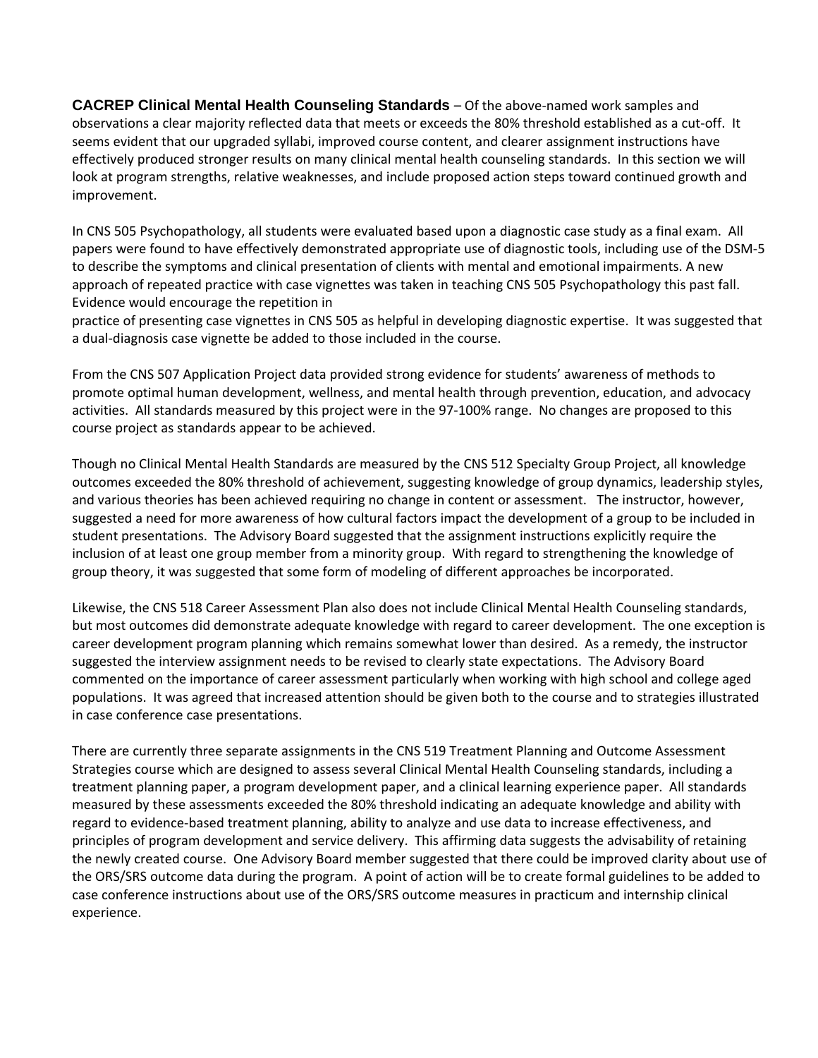**CACREP Clinical Mental Health Counseling Standards** – Of the above-named work samples and observations a clear majority reflected data that meets or exceeds the 80% threshold established as a cut-off. It seems evident that our upgraded syllabi, improved course content, and clearer assignment instructions have effectively produced stronger results on many clinical mental health counseling standards. In this section we will look at program strengths, relative weaknesses, and include proposed action steps toward continued growth and improvement.

In CNS 505 Psychopathology, all students were evaluated based upon a diagnostic case study as a final exam. All papers were found to have effectively demonstrated appropriate use of diagnostic tools, including use of the DSM-5 to describe the symptoms and clinical presentation of clients with mental and emotional impairments. A new approach of repeated practice with case vignettes was taken in teaching CNS 505 Psychopathology this past fall. Evidence would encourage the repetition in practice of presenting case vignettes in CNS 505 as helpful in developing diagnostic expertise. It was suggested that a dual-diagnosis case vignette be added to those included in the course.

From the CNS 507 Application Project data provided strong evidence for students' awareness of methods to promote optimal human development, wellness, and mental health through prevention, education, and advocacy activities. All standards measured by this project were in the 97-100% range. No changes are proposed to this course project as standards appear to be achieved.

Though no Clinical Mental Health Standards are measured by the CNS 512 Specialty Group Project, all knowledge outcomes exceeded the 80% threshold of achievement, suggesting knowledge of group dynamics, leadership styles, and various theories has been achieved requiring no change in content or assessment. The instructor, however, suggested a need for more awareness of how cultural factors impact the development of a group to be included in student presentations. The Advisory Board suggested that the assignment instructions explicitly require the inclusion of at least one group member from a minority group. With regard to strengthening the knowledge of group theory, it was suggested that some form of modeling of different approaches be incorporated.

Likewise, the CNS 518 Career Assessment Plan also does not include Clinical Mental Health Counseling standards, but most outcomes did demonstrate adequate knowledge with regard to career development. The one exception is career development program planning which remains somewhat lower than desired. As a remedy, the instructor suggested the interview assignment needs to be revised to clearly state expectations. The Advisory Board commented on the importance of career assessment particularly when working with high school and college aged populations. It was agreed that increased attention should be given both to the course and to strategies illustrated in case conference case presentations.

There are currently three separate assignments in the CNS 519 Treatment Planning and Outcome Assessment Strategies course which are designed to assess several Clinical Mental Health Counseling standards, including a treatment planning paper, a program development paper, and a clinical learning experience paper. All standards measured by these assessments exceeded the 80% threshold indicating an adequate knowledge and ability with regard to evidence-based treatment planning, ability to analyze and use data to increase effectiveness, and principles of program development and service delivery. This affirming data suggests the advisability of retaining the newly created course. One Advisory Board member suggested that there could be improved clarity about use of the ORS/SRS outcome data during the program. A point of action will be to create formal guidelines to be added to case conference instructions about use of the ORS/SRS outcome measures in practicum and internship clinical experience.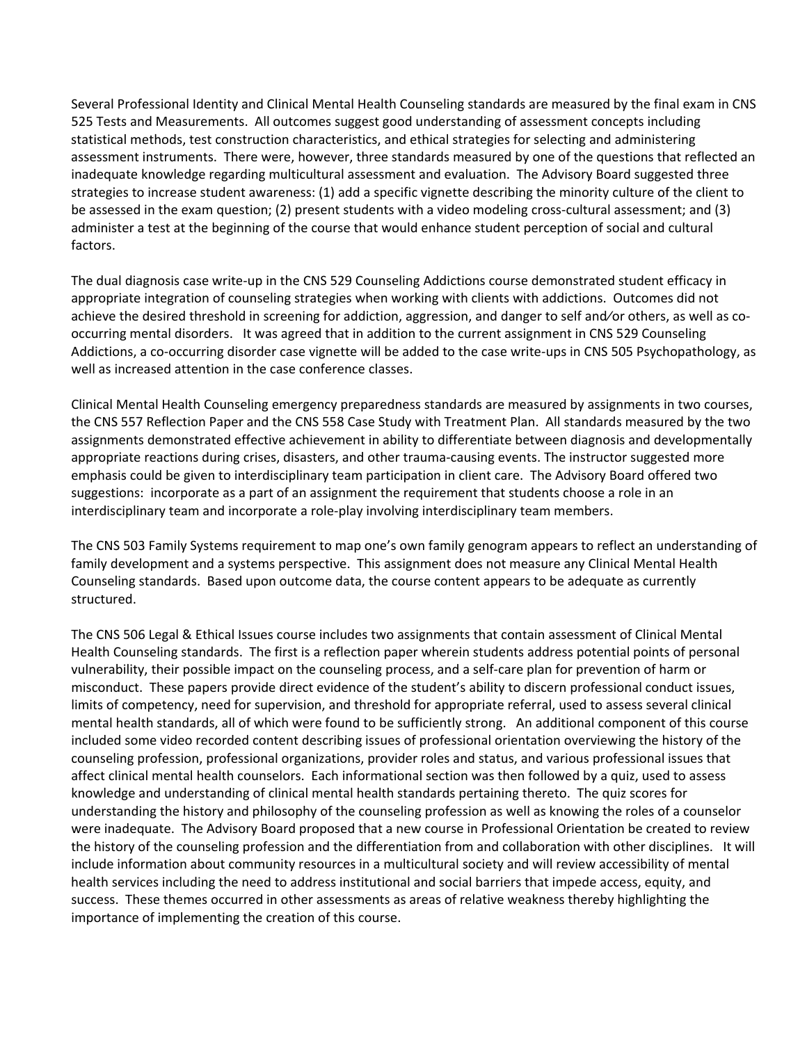Several Professional Identity and Clinical Mental Health Counseling standards are measured by the final exam in CNS 525 Tests and Measurements. All outcomes suggest good understanding of assessment concepts including statistical methods, test construction characteristics, and ethical strategies for selecting and administering assessment instruments. There were, however, three standards measured by one of the questions that reflected an inadequate knowledge regarding multicultural assessment and evaluation. The Advisory Board suggested three strategies to increase student awareness: (1) add a specific vignette describing the minority culture of the client to be assessed in the exam question; (2) present students with a video modeling cross-cultural assessment; and (3) administer a test at the beginning of the course that would enhance student perception of social and cultural factors.

The dual diagnosis case write-up in the CNS 529 Counseling Addictions course demonstrated student efficacy in appropriate integration of counseling strategies when working with clients with addictions. Outcomes did not achieve the desired threshold in screening for addiction, aggression, and danger to self and/or others, as well as co-occurring mental disorders. It was agreed that in addition to the current assignment in CNS 529 Counseling Addictions, a co-occurring disorder case vignette will be added to the case write-ups in CNS 505 Psychopathology, as well as increased attention in the case conference classes.

Clinical Mental Health Counseling emergency preparedness standards are measured by assignments in two courses, the CNS 557 Reflection Paper and the CNS 558 Case Study with Treatment Plan. All standards measured by the two assignments demonstrated effective achievement in ability to differentiate between diagnosis and developmentally appropriate reactions during crises, disasters, and other trauma-causing events. The instructor suggested more emphasis could be given to interdisciplinary team participation in client care. The Advisory Board offered two suggestions: incorporate as a part of an assignment the requirement that students choose a role in an interdisciplinary team and incorporate a role-play involving interdisciplinary team members.

The CNS 503 Family Systems requirement to map one's own family genogram appears to reflect an understanding of family development and a systems perspective. This assignment does not measure any Clinical Mental Health Counseling standards. Based upon outcome data, the course content appears to be adequate as currently structured.

The CNS 506 Legal & Ethical Issues course includes two assignments that contain assessment of Clinical Mental Health Counseling standards. The first is a reflection paper wherein students address potential points of personal vulnerability, their possible impact on the counseling process, and a self-care plan for prevention of harm or misconduct. These papers provide direct evidence of the student's ability to discern professional conduct issues, limits of competency, need for supervision, and threshold for appropriate referral, used to assess several clinical mental health standards, all of which were found to be sufficiently strong. An additional component of this course included some video recorded content describing issues of professional orientation overviewing the history of the counseling profession, professional organizations, provider roles and status, and various professional issues that affect clinical mental health counselors. Each informational section was then followed by a quiz, used to assess knowledge and understanding of clinical mental health standards pertaining thereto. The quiz scores for understanding the history and philosophy of the counseling profession as well as knowing the roles of a counselor were inadequate. The Advisory Board proposed that a new course in Professional Orientation be created to review the history of the counseling profession and the differentiation from and collaboration with other disciplines. It will include information about community resources in a multicultural society and will review accessibility of mental health services including the need to address institutional and social barriers that impede access, equity, and success. These themes occurred in other assessments as areas of relative weakness thereby highlighting the importance of implementing the creation of this course.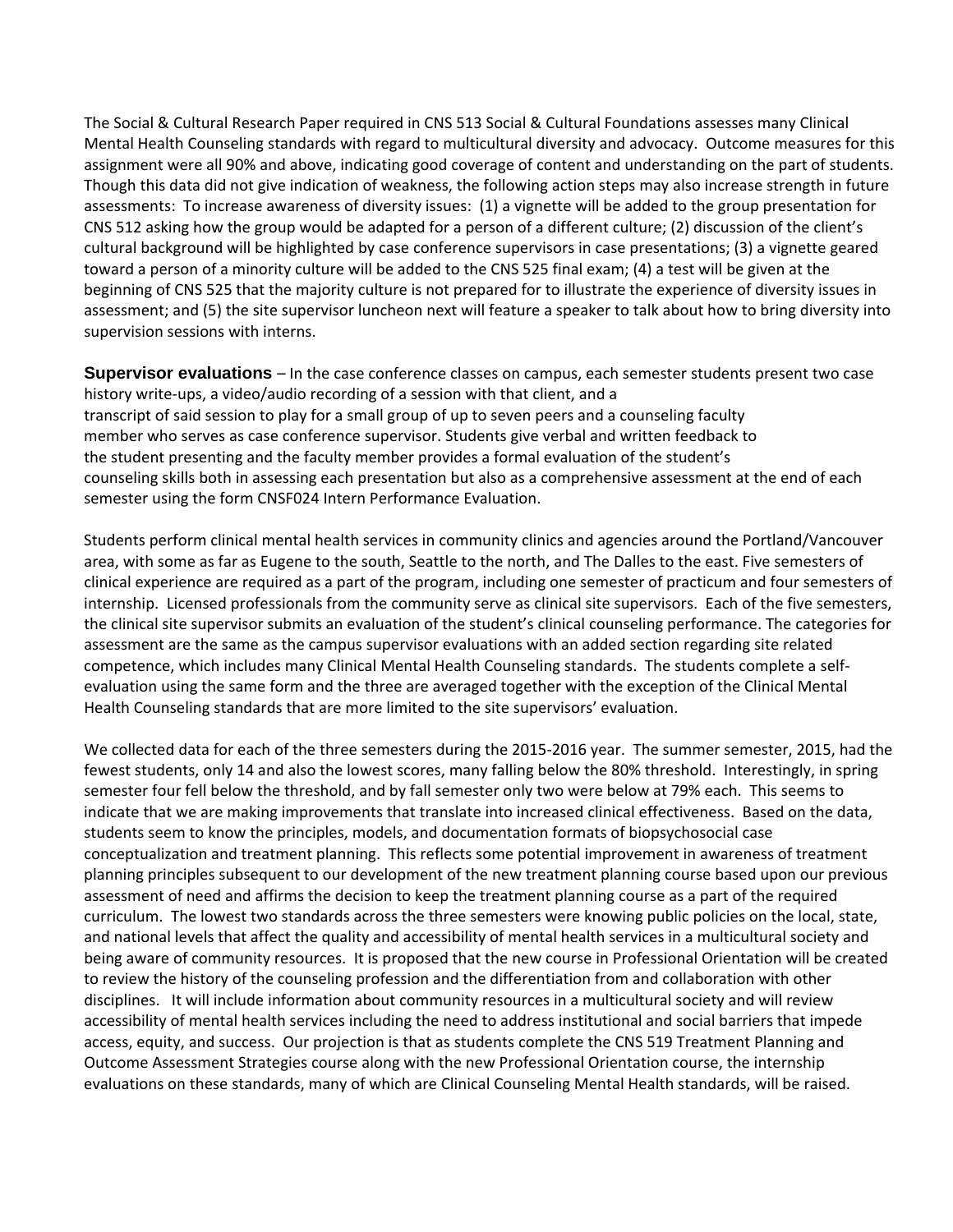The Social & Cultural Research Paper required in CNS 513 Social & Cultural Foundations assesses many Clinical Mental Health Counseling standards with regard to multicultural diversity and advocacy. Outcome measures for this assignment were all 90% and above, indicating good coverage of content and understanding on the part of students. Though this data did not give indication of weakness, the following action steps may also increase strength in future assessments: To increase awareness of diversity issues: (1) a vignette will be added to the group presentation for CNS 512 asking how the group would be adapted for a person of a different culture; (2) discussion of the client's cultural background will be highlighted by case conference supervisors in case presentations; (3) a vignette geared toward a person of a minority culture will be added to the CNS 525 final exam; (4) a test will be given at the beginning of CNS 525 that the majority culture is not prepared for to illustrate the experience of diversity issues in assessment; and (5) the site supervisor luncheon next will feature a speaker to talk about how to bring diversity into supervision sessions with interns.

**Supervisor evaluations** – In the case conference classes on campus, each semester students present two case history write-ups, a video/audio recording of a session with that client, and a transcript of said session to play for a small group of up to seven peers and a counseling faculty member who serves as case conference supervisor. Students give verbal and written feedback to the student presenting and the faculty member provides a formal evaluation of the student's counseling skills both in assessing each presentation but also as a comprehensive assessment at the end of each semester using the form CNSF024 Intern Performance Evaluation.

Students perform clinical mental health services in community clinics and agencies around the Portland/Vancouver area, with some as far as Eugene to the south, Seattle to the north, and The Dalles to the east. Five semesters of clinical experience are required as a part of the program, including one semester of practicum and four semesters of internship. Licensed professionals from the community serve as clinical site supervisors. Each of the five semesters, the clinical site supervisor submits an evaluation of the student's clinical counseling performance. The categories for assessment are the same as the campus supervisor evaluations with an added section regarding site related competence, which includes many Clinical Mental Health Counseling standards. The students complete a self-evaluation using the same form and the three are averaged together with the exception of the Clinical Mental Health Counseling standards that are more limited to the site supervisors' evaluation.

We collected data for each of the three semesters during the 2015-2016 year. The summer semester, 2015, had the fewest students, only 14 and also the lowest scores, many falling below the 80% threshold. Interestingly, in spring semester four fell below the threshold, and by fall semester only two were below at 79% each. This seems to indicate that we are making improvements that translate into increased clinical effectiveness. Based on the data, students seem to know the principles, models, and documentation formats of biopsychosocial case conceptualization and treatment planning. This reflects some potential improvement in awareness of treatment planning principles subsequent to our development of the new treatment planning course based upon our previous assessment of need and affirms the decision to keep the treatment planning course as a part of the required curriculum. The lowest two standards across the three semesters were knowing public policies on the local, state, and national levels that affect the quality and accessibility of mental health services in a multicultural society and being aware of community resources. It is proposed that the new course in Professional Orientation will be created to review the history of the counseling profession and the differentiation from and collaboration with other disciplines. It will include information about community resources in a multicultural society and will review accessibility of mental health services including the need to address institutional and social barriers that impede access, equity, and success. Our projection is that as students complete the CNS 519 Treatment Planning and Outcome Assessment Strategies course along with the new Professional Orientation course, the internship evaluations on these standards, many of which are Clinical Counseling Mental Health standards, will be raised.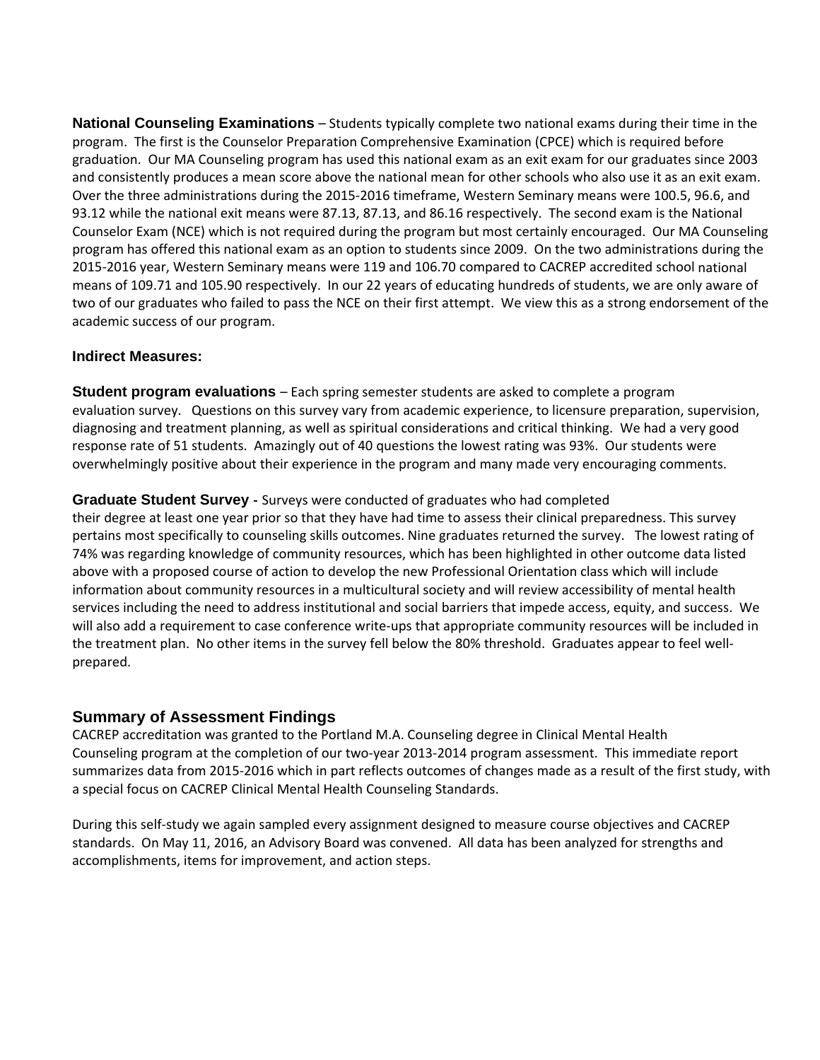**National Counseling Examinations** – Students typically complete two national exams during their time in the program. The first is the Counselor Preparation Comprehensive Examination (CPCE) which is required before graduation. Our MA Counseling program has used this national exam as an exit exam for our graduates since 2003 and consistently produces a mean score above the national mean for other schools who also use it as an exit exam. Over the three administrations during the 2015-2016 timeframe, Western Seminary means were 100.5, 96.6, and 93.12 while the national exit means were 87.13, 87.13, and 86.16 respectively. The second exam is the National Counselor Exam (NCE) which is not required during the program but most certainly encouraged. Our MA Counseling program has offered this national exam as an option to students since 2009. On the two administrations during the 2015-2016 year, Western Seminary means were 119 and 106.70 compared to CACREP accredited school national means of 109.71 and 105.90 respectively. In our 22 years of educating hundreds of students, we are only aware of two of our graduates who failed to pass the NCE on their first attempt. We view this as a strong endorsement of the academic success of our program.

**Indirect Measures:**

**Student program evaluations** – Each spring semester students are asked to complete a program evaluation survey. Questions on this survey vary from academic experience, to licensure preparation, supervision, diagnosing and treatment planning, as well as spiritual considerations and critical thinking. We had a very good response rate of 51 students. Amazingly out of 40 questions the lowest rating was 93%. Our students were overwhelmingly positive about their experience in the program and many made very encouraging comments.

**Graduate Student Survey -** Surveys were conducted of graduates who had completed their degree at least one year prior so that they have had time to assess their clinical preparedness. This survey pertains most specifically to counseling skills outcomes. Nine graduates returned the survey. The lowest rating of 74% was regarding knowledge of community resources, which has been highlighted in other outcome data listed above with a proposed course of action to develop the new Professional Orientation class which will include information about community resources in a multicultural society and will review accessibility of mental health services including the need to address institutional and social barriers that impede access, equity, and success. We will also add a requirement to case conference write-ups that appropriate community resources will be included in the treatment plan. No other items in the survey fell below the 80% threshold. Graduates appear to feel well-prepared.

## Summary of Assessment Findings

CACREP accreditation was granted to the Portland M.A. Counseling degree in Clinical Mental Health Counseling program at the completion of our two-year 2013-2014 program assessment. This immediate report summarizes data from 2015-2016 which in part reflects outcomes of changes made as a result of the first study, with a special focus on CACREP Clinical Mental Health Counseling Standards.

During this self-study we again sampled every assignment designed to measure course objectives and CACREP standards. On May 11, 2016, an Advisory Board was convened. All data has been analyzed for strengths and accomplishments, items for improvement, and action steps.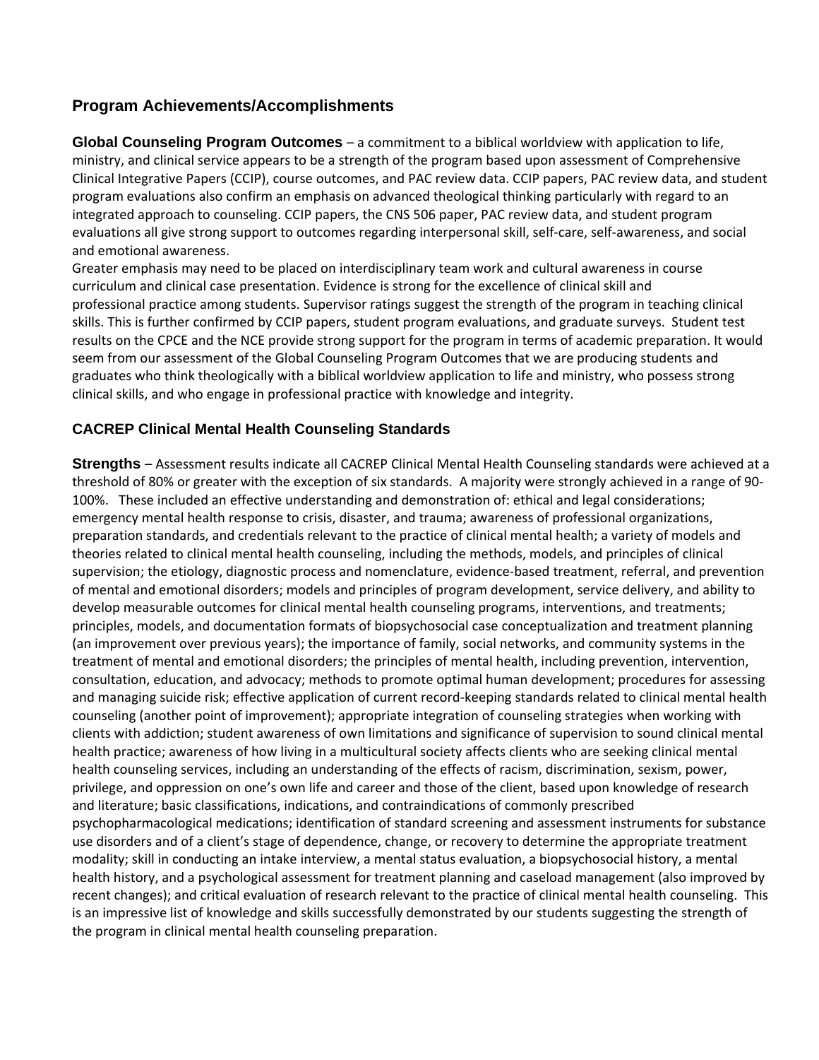## Program Achievements/Accomplishments

**Global Counseling Program Outcomes** – a commitment to a biblical worldview with application to life, ministry, and clinical service appears to be a strength of the program based upon assessment of Comprehensive Clinical Integrative Papers (CCIP), course outcomes, and PAC review data. CCIP papers, PAC review data, and student program evaluations also confirm an emphasis on advanced theological thinking particularly with regard to an integrated approach to counseling. CCIP papers, the CNS 506 paper, PAC review data, and student program evaluations all give strong support to outcomes regarding interpersonal skill, self-care, self-awareness, and social and emotional awareness.

Greater emphasis may need to be placed on interdisciplinary team work and cultural awareness in course curriculum and clinical case presentation. Evidence is strong for the excellence of clinical skill and professional practice among students. Supervisor ratings suggest the strength of the program in teaching clinical skills. This is further confirmed by CCIP papers, student program evaluations, and graduate surveys. Student test results on the CPCE and the NCE provide strong support for the program in terms of academic preparation. It would seem from our assessment of the Global Counseling Program Outcomes that we are producing students and graduates who think theologically with a biblical worldview application to life and ministry, who possess strong clinical skills, and who engage in professional practice with knowledge and integrity.

### CACREP Clinical Mental Health Counseling Standards

**Strengths** – Assessment results indicate all CACREP Clinical Mental Health Counseling standards were achieved at a threshold of 80% or greater with the exception of six standards. A majority were strongly achieved in a range of 90-100%. These included an effective understanding and demonstration of: ethical and legal considerations; emergency mental health response to crisis, disaster, and trauma; awareness of professional organizations, preparation standards, and credentials relevant to the practice of clinical mental health; a variety of models and theories related to clinical mental health counseling, including the methods, models, and principles of clinical supervision; the etiology, diagnostic process and nomenclature, evidence-based treatment, referral, and prevention of mental and emotional disorders; models and principles of program development, service delivery, and ability to develop measurable outcomes for clinical mental health counseling programs, interventions, and treatments; principles, models, and documentation formats of biopsychosocial case conceptualization and treatment planning (an improvement over previous years); the importance of family, social networks, and community systems in the treatment of mental and emotional disorders; the principles of mental health, including prevention, intervention, consultation, education, and advocacy; methods to promote optimal human development; procedures for assessing and managing suicide risk; effective application of current record-keeping standards related to clinical mental health counseling (another point of improvement); appropriate integration of counseling strategies when working with clients with addiction; student awareness of own limitations and significance of supervision to sound clinical mental health practice; awareness of how living in a multicultural society affects clients who are seeking clinical mental health counseling services, including an understanding of the effects of racism, discrimination, sexism, power, privilege, and oppression on one's own life and career and those of the client, based upon knowledge of research and literature; basic classifications, indications, and contraindications of commonly prescribed psychopharmacological medications; identification of standard screening and assessment instruments for substance use disorders and of a client's stage of dependence, change, or recovery to determine the appropriate treatment modality; skill in conducting an intake interview, a mental status evaluation, a biopsychosocial history, a mental health history, and a psychological assessment for treatment planning and caseload management (also improved by recent changes); and critical evaluation of research relevant to the practice of clinical mental health counseling. This is an impressive list of knowledge and skills successfully demonstrated by our students suggesting the strength of the program in clinical mental health counseling preparation.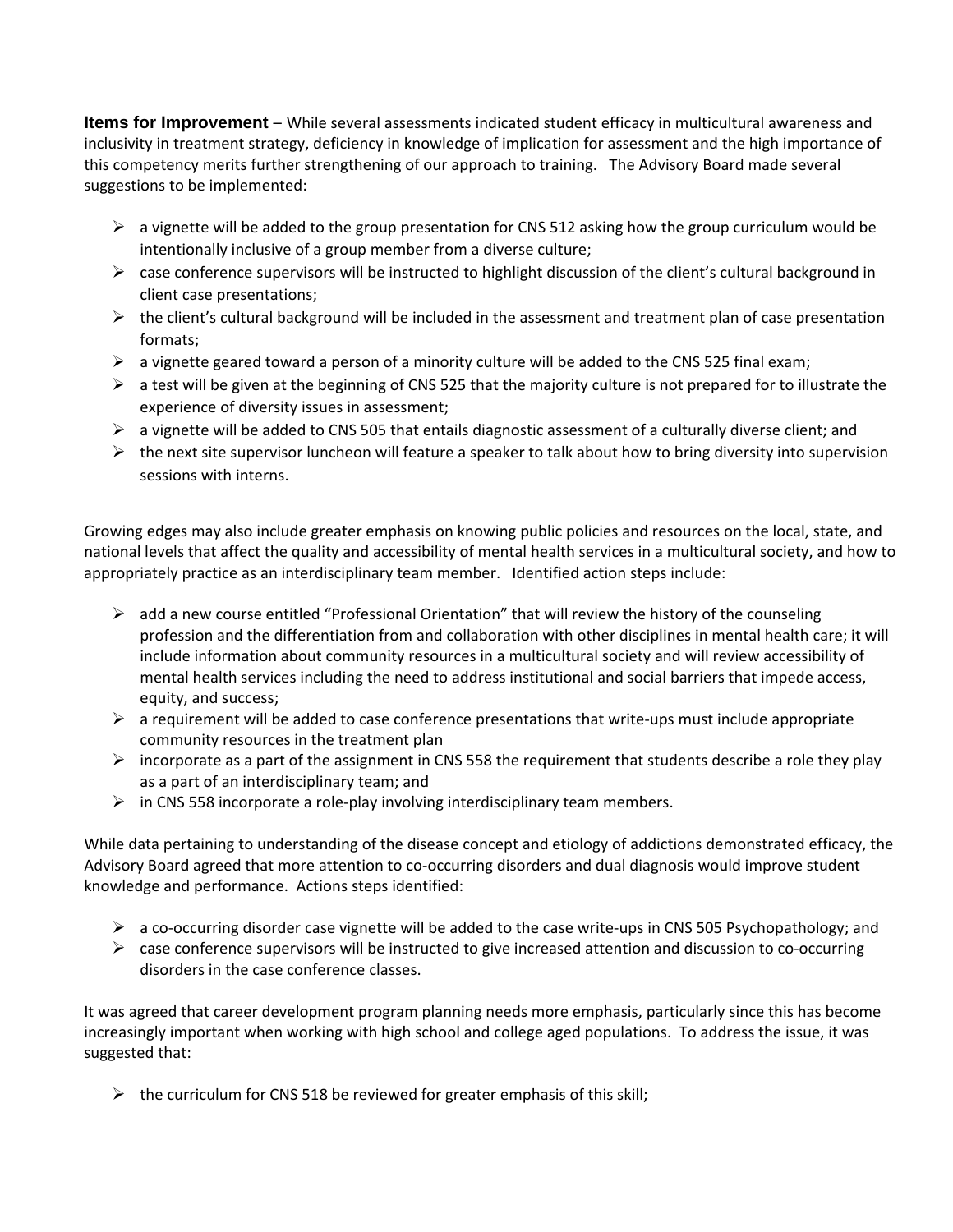**Items for Improvement** – While several assessments indicated student efficacy in multicultural awareness and inclusivity in treatment strategy, deficiency in knowledge of implication for assessment and the high importance of this competency merits further strengthening of our approach to training. The Advisory Board made several suggestions to be implemented:

- a vignette will be added to the group presentation for CNS 512 asking how the group curriculum would be intentionally inclusive of a group member from a diverse culture;
- case conference supervisors will be instructed to highlight discussion of the client's cultural background in client case presentations;
- the client's cultural background will be included in the assessment and treatment plan of case presentation formats;
- a vignette geared toward a person of a minority culture will be added to the CNS 525 final exam;
- a test will be given at the beginning of CNS 525 that the majority culture is not prepared for to illustrate the experience of diversity issues in assessment;
- a vignette will be added to CNS 505 that entails diagnostic assessment of a culturally diverse client; and
- the next site supervisor luncheon will feature a speaker to talk about how to bring diversity into supervision sessions with interns.

Growing edges may also include greater emphasis on knowing public policies and resources on the local, state, and national levels that affect the quality and accessibility of mental health services in a multicultural society, and how to appropriately practice as an interdisciplinary team member. Identified action steps include:

- add a new course entitled "Professional Orientation" that will review the history of the counseling profession and the differentiation from and collaboration with other disciplines in mental health care; it will include information about community resources in a multicultural society and will review accessibility of mental health services including the need to address institutional and social barriers that impede access, equity, and success;
- a requirement will be added to case conference presentations that write-ups must include appropriate community resources in the treatment plan
- incorporate as a part of the assignment in CNS 558 the requirement that students describe a role they play as a part of an interdisciplinary team; and
- in CNS 558 incorporate a role-play involving interdisciplinary team members.

While data pertaining to understanding of the disease concept and etiology of addictions demonstrated efficacy, the Advisory Board agreed that more attention to co-occurring disorders and dual diagnosis would improve student knowledge and performance. Actions steps identified:

- a co-occurring disorder case vignette will be added to the case write-ups in CNS 505 Psychopathology; and
- case conference supervisors will be instructed to give increased attention and discussion to co-occurring disorders in the case conference classes.

It was agreed that career development program planning needs more emphasis, particularly since this has become increasingly important when working with high school and college aged populations. To address the issue, it was suggested that:

- the curriculum for CNS 518 be reviewed for greater emphasis of this skill;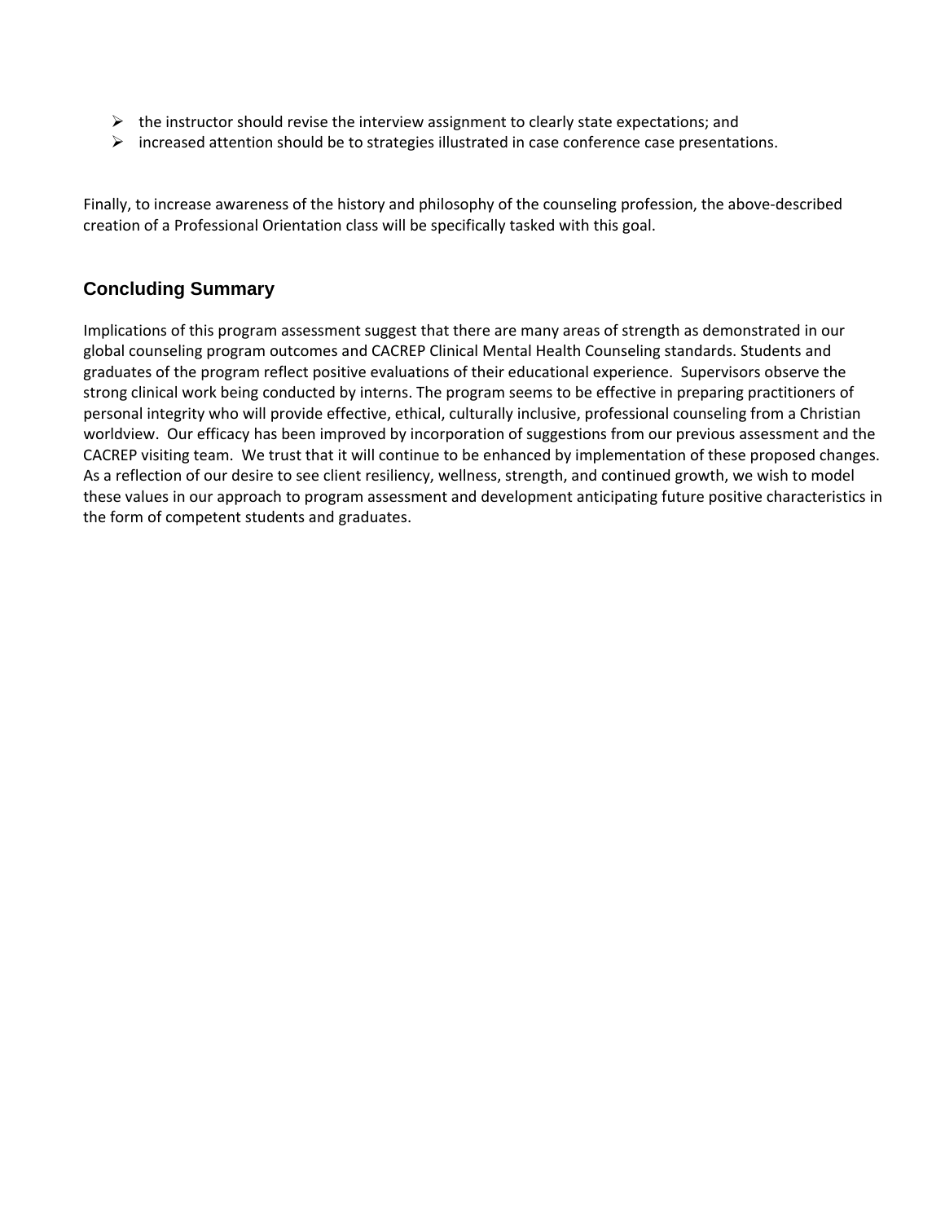- the instructor should revise the interview assignment to clearly state expectations; and
- increased attention should be to strategies illustrated in case conference case presentations.

Finally, to increase awareness of the history and philosophy of the counseling profession, the above-described creation of a Professional Orientation class will be specifically tasked with this goal.

## Concluding Summary

Implications of this program assessment suggest that there are many areas of strength as demonstrated in our global counseling program outcomes and CACREP Clinical Mental Health Counseling standards. Students and graduates of the program reflect positive evaluations of their educational experience. Supervisors observe the strong clinical work being conducted by interns. The program seems to be effective in preparing practitioners of personal integrity who will provide effective, ethical, culturally inclusive, professional counseling from a Christian worldview. Our efficacy has been improved by incorporation of suggestions from our previous assessment and the CACREP visiting team. We trust that it will continue to be enhanced by implementation of these proposed changes. As a reflection of our desire to see client resiliency, wellness, strength, and continued growth, we wish to model these values in our approach to program assessment and development anticipating future positive characteristics in the form of competent students and graduates.